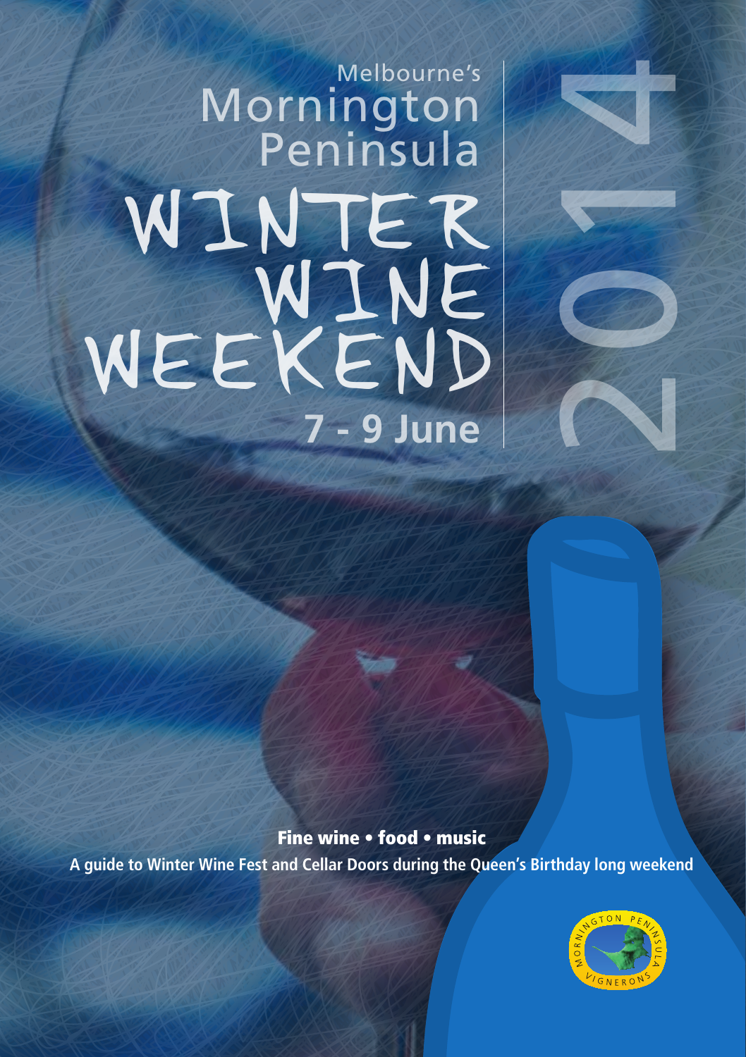Melbourne's

# Mornington Peninsula WINTER WINE WEEKEND

## 7 - 9 June

2014

**Fine wine • food • music**

**A guide to Winter Wine Fest and Cellar Doors during the Queen's Birthday long weekend**

MORNINGTON PENINSULA VIGNERONS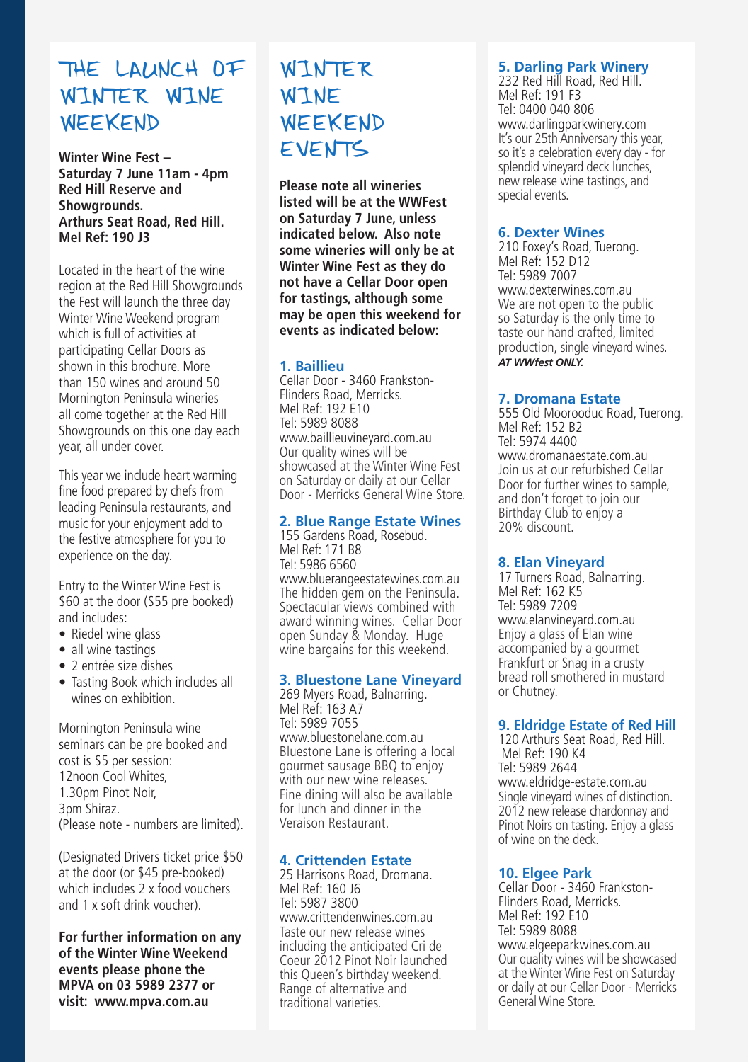# THE LAUNCH OF WINTER WINE WEEKEND

**Winter Wine Fest – Saturday 7 June 11am - 4pm Red Hill Reserve and Showgrounds. Arthurs Seat Road, Red Hill. Mel Ref: 190 J3**

Located in the heart of the wine region at the Red Hill Showgrounds the Fest will launch the three day Winter Wine Weekend program which is full of activities at participating Cellar Doors as shown in this brochure. More than 150 wines and around 50 Mornington Peninsula wineries all come together at the Red Hill Showgrounds on this one day each year, all under cover.

This year we include heart warming fine food prepared by chefs from leading Peninsula restaurants, and music for your enjoyment add to the festive atmosphere for you to experience on the day.

Entry to the Winter Wine Fest is $60 at the door ($55 pre booked) and includes:

- Riedel wine glass
- all wine tastings
- 2 entrée size dishes
- Tasting Book which includes all wines on exhibition.

Mornington Peninsula wine seminars can be pre booked and cost is $5 per session:
12noon Cool Whites,
1.30pm Pinot Noir,
3pm Shiraz.
(Please note - numbers are limited).

(Designated Drivers ticket price $50 at the door (or $45 pre-booked) which includes 2 x food vouchers and 1 x soft drink voucher).

**For further information on any of the Winter Wine Weekend events please phone the MPVA on 03 5989 2377 or visit: www.mpva.com.au**

# WINTER WINE WEEKEND EVENTS

**Please note all wineries listed will be at the WWFest on Saturday 7 June, unless indicated below. Also note some wineries will only be at Winter Wine Fest as they do not have a Cellar Door open for tastings, although some may be open this weekend for events as indicated below:**

### 1. Baillieu

Cellar Door - 3460 Frankston-Flinders Road, Merricks.
Mel Ref: 192 E10
Tel: 5989 8088
www.baillieuvineyard.com.au
Our quality wines will be showcased at the Winter Wine Fest on Saturday or daily at our Cellar Door - Merricks General Wine Store.

### 2. Blue Range Estate Wines

155 Gardens Road, Rosebud.
Mel Ref: 171 B8
Tel: 5986 6560
www.bluerangeestatewines.com.au
The hidden gem on the Peninsula. Spectacular views combined with award winning wines. Cellar Door open Sunday & Monday. Huge wine bargains for this weekend.

### 3. Bluestone Lane Vineyard

269 Myers Road, Balnarring.
Mel Ref: 163 A7
Tel: 5989 7055
www.bluestonelane.com.au
Bluestone Lane is offering a local gourmet sausage BBQ to enjoy with our new wine releases. Fine dining will also be available for lunch and dinner in the Veraison Restaurant.

### 4. Crittenden Estate

25 Harrisons Road, Dromana.
Mel Ref: 160 J6
Tel: 5987 3800
www.crittendenwines.com.au
Taste our new release wines including the anticipated Cri de Coeur 2012 Pinot Noir launched this Queen's birthday weekend. Range of alternative and traditional varieties.

### 5. Darling Park Winery

232 Red Hill Road, Red Hill.
Mel Ref: 191 F3
Tel: 0400 040 806
www.darlingparkwinery.com
It's our 25th Anniversary this year, so it's a celebration every day - for splendid vineyard deck lunches, new release wine tastings, and special events.

### 6. Dexter Wines

210 Foxey's Road, Tuerong.
Mel Ref: 152 D12
Tel: 5989 7007
www.dexterwines.com.au
We are not open to the public so Saturday is the only time to taste our hand crafted, limited production, single vineyard wines.
***AT WWfest ONLY.***

### 7. Dromana Estate

555 Old Moorooduc Road, Tuerong.
Mel Ref: 152 B2
Tel: 5974 4400
www.dromanaestate.com.au
Join us at our refurbished Cellar Door for further wines to sample, and don't forget to join our Birthday Club to enjoy a 20% discount.

### 8. Elan Vineyard

17 Turners Road, Balnarring.
Mel Ref: 162 K5
Tel: 5989 7209
www.elanvineyard.com.au
Enjoy a glass of Elan wine accompanied by a gourmet Frankfurt or Snag in a crusty bread roll smothered in mustard or Chutney.

### 9. Eldridge Estate of Red Hill

120 Arthurs Seat Road, Red Hill.
Mel Ref: 190 K4
Tel: 5989 2644
www.eldridge-estate.com.au
Single vineyard wines of distinction. 2012 new release chardonnay and Pinot Noirs on tasting. Enjoy a glass of wine on the deck.

### 10. Elgee Park

Cellar Door - 3460 Frankston-Flinders Road, Merricks.
Mel Ref: 192 E10
Tel: 5989 8088
www.elgeeparkwines.com.au
Our quality wines will be showcased at the Winter Wine Fest on Saturday or daily at our Cellar Door - Merricks General Wine Store.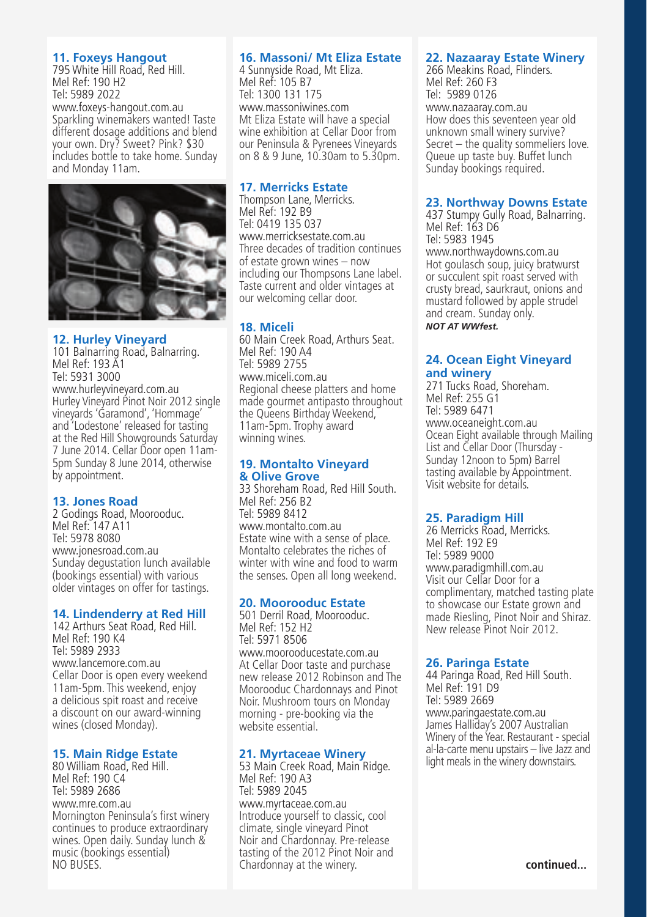### 11. Foxeys Hangout

795 White Hill Road, Red Hill.
Mel Ref: 190 H2
Tel: 5989 2022
www.foxeys-hangout.com.au
Sparkling winemakers wanted! Taste different dosage additions and blend your own. Dry? Sweet? Pink? $30 includes bottle to take home. Sunday and Monday 11am.

### 12. Hurley Vineyard

101 Balnarring Road, Balnarring.
Mel Ref: 193 A1
Tel: 5931 3000
www.hurleyvineyard.com.au
Hurley Vineyard Pinot Noir 2012 single vineyards 'Garamond', 'Hommage' and 'Lodestone' released for tasting at the Red Hill Showgrounds Saturday 7 June 2014. Cellar Door open 11am-5pm Sunday 8 June 2014, otherwise by appointment.

### 13. Jones Road

2 Godings Road, Moorooduc.
Mel Ref: 147 A11
Tel: 5978 8080
www.jonesroad.com.au
Sunday degustation lunch available (bookings essential) with various older vintages on offer for tastings.

### 14. Lindenderry at Red Hill

142 Arthurs Seat Road, Red Hill.
Mel Ref: 190 K4
Tel: 5989 2933
www.lancemore.com.au
Cellar Door is open every weekend 11am-5pm. This weekend, enjoy a delicious spit roast and receive a discount on our award-winning wines (closed Monday).

### 15. Main Ridge Estate

80 William Road, Red Hill.
Mel Ref: 190 C4
Tel: 5989 2686
www.mre.com.au
Mornington Peninsula's first winery continues to produce extraordinary wines. Open daily. Sunday lunch & music (bookings essential)
NO BUSES.

### 16. Massoni/ Mt Eliza Estate

4 Sunnyside Road, Mt Eliza.
Mel Ref: 105 B7
Tel: 1300 131 175
www.massoniwines.com
Mt Eliza Estate will have a special wine exhibition at Cellar Door from our Peninsula & Pyrenees Vineyards on 8 & 9 June, 10.30am to 5.30pm.

### 17. Merricks Estate

Thompson Lane, Merricks.
Mel Ref: 192 B9
Tel: 0419 135 037
www.merricksestate.com.au
Three decades of tradition continues of estate grown wines – now including our Thompsons Lane label. Taste current and older vintages at our welcoming cellar door.

### 18. Miceli

60 Main Creek Road, Arthurs Seat.
Mel Ref: 190 A4
Tel: 5989 2755
www.miceli.com.au
Regional cheese platters and home made gourmet antipasto throughout the Queens Birthday Weekend, 11am-5pm. Trophy award winning wines.

### 19. Montalto Vineyard & Olive Grove

33 Shoreham Road, Red Hill South.
Mel Ref: 256 B2
Tel: 5989 8412
www.montalto.com.au
Estate wine with a sense of place. Montalto celebrates the riches of winter with wine and food to warm the senses. Open all long weekend.

### 20. Moorooduc Estate

501 Derril Road, Moorooduc.
Mel Ref: 152 H2
Tel: 5971 8506
www.moorooducestate.com.au
At Cellar Door taste and purchase new release 2012 Robinson and The Moorooduc Chardonnays and Pinot Noir. Mushroom tours on Monday morning - pre-booking via the website essential.

### 21. Myrtaceae Winery

53 Main Creek Road, Main Ridge.
Mel Ref: 190 A3
Tel: 5989 2045
www.myrtaceae.com.au
Introduce yourself to classic, cool climate, single vineyard Pinot Noir and Chardonnay. Pre-release tasting of the 2012 Pinot Noir and Chardonnay at the winery.

### 22. Nazaaray Estate Winery

266 Meakins Road, Flinders.
Mel Ref: 260 F3
Tel: 5989 0126
www.nazaaray.com.au
How does this seventeen year old unknown small winery survive? Secret – the quality sommeliers love. Queue up taste buy. Buffet lunch Sunday bookings required.

### 23. Northway Downs Estate

437 Stumpy Gully Road, Balnarring.
Mel Ref: 163 D6
Tel: 5983 1945
www.northwaydowns.com.au
Hot goulasch soup, juicy bratwurst or succulent spit roast served with crusty bread, saurkraut, onions and mustard followed by apple strudel and cream. Sunday only.
***NOT AT WWfest.***

### 24. Ocean Eight Vineyard and winery

271 Tucks Road, Shoreham.
Mel Ref: 255 G1
Tel: 5989 6471
www.oceaneight.com.au
Ocean Eight available through Mailing List and Cellar Door (Thursday - Sunday 12noon to 5pm) Barrel tasting available by Appointment. Visit website for details.

### 25. Paradigm Hill

26 Merricks Road, Merricks.
Mel Ref: 192 E9
Tel: 5989 9000
www.paradigmhill.com.au
Visit our Cellar Door for a complimentary, matched tasting plate to showcase our Estate grown and made Riesling, Pinot Noir and Shiraz. New release Pinot Noir 2012.

### 26. Paringa Estate

44 Paringa Road, Red Hill South.
Mel Ref: 191 D9
Tel: 5989 2669
www.paringaestate.com.au
James Halliday's 2007 Australian Winery of the Year. Restaurant - special al-la-carte menu upstairs – live Jazz and light meals in the winery downstairs.

**continued...**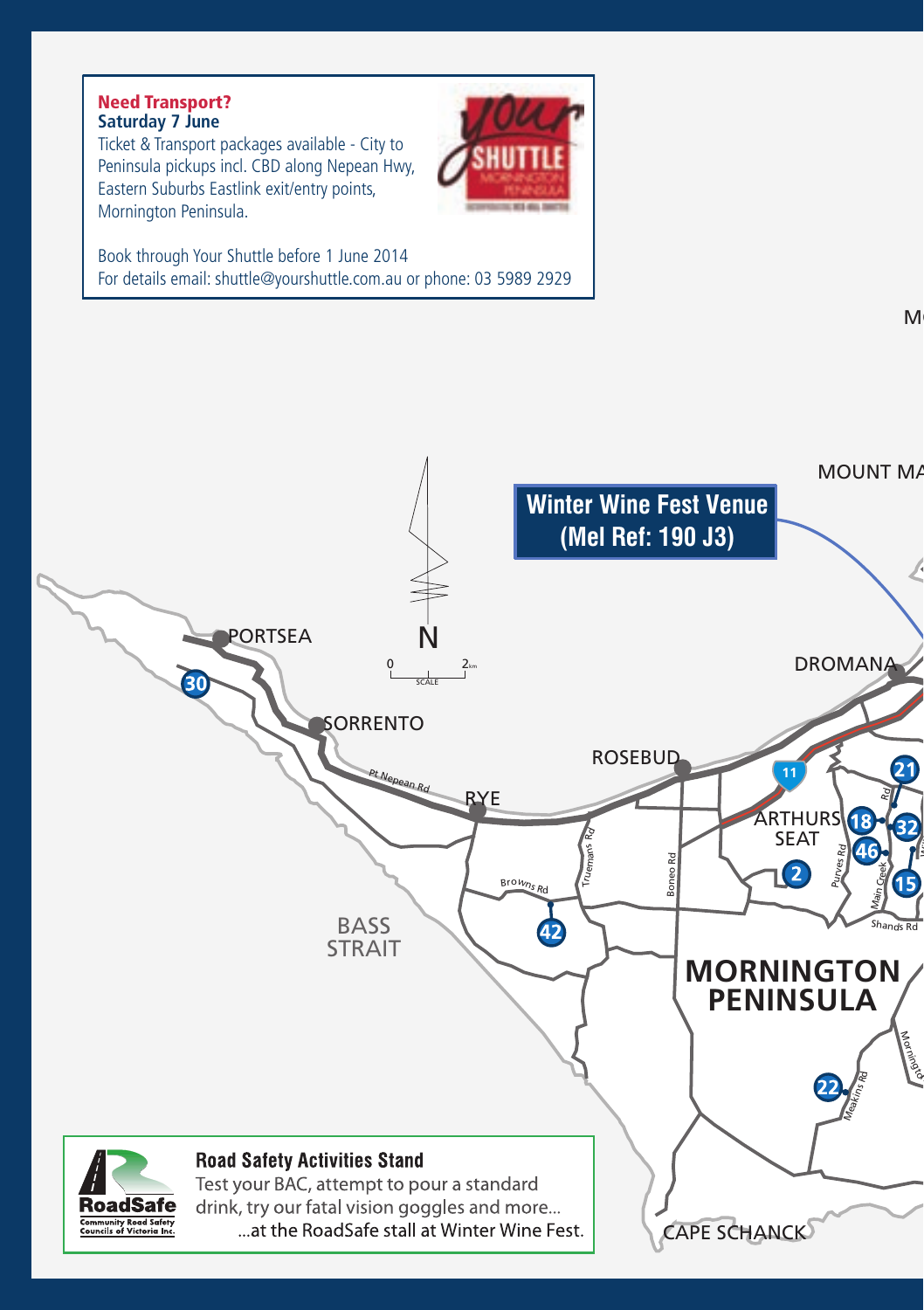**Need Transport?**
**Saturday 7 June**

Ticket & Transport packages available - City to Peninsula pickups incl. CBD along Nepean Hwy, Eastern Suburbs Eastlink exit/entry points, Mornington Peninsula.

Book through Your Shuttle before 1 June 2014
For details email: shuttle@yourshuttle.com.au or phone: 03 5989 2929

**Winter Wine Fest Venue (Mel Ref: 190 J3)**

PORTSEA
SORRENTO
RYE
ROSEBUD
DROMANA
ARTHURS SEAT
MOUNT MA
BASS STRAIT
MORNINGTON PENINSULA
CAPE SCHANCK

Pt Nepean Rd
Browns Rd
Truemans Rd
Boneo Rd
Purves Rd
Main Creek
Shands Rd
Meakins Rd

N
0 2km
SCALE

30 42 11 2 18 21 32 46 15 22

**Road Safety Activities Stand**

Test your BAC, attempt to pour a standard drink, try our fatal vision goggles and more...
...at the RoadSafe stall at Winter Wine Fest.

RoadSafe
Community Road Safety Councils of Victoria Inc.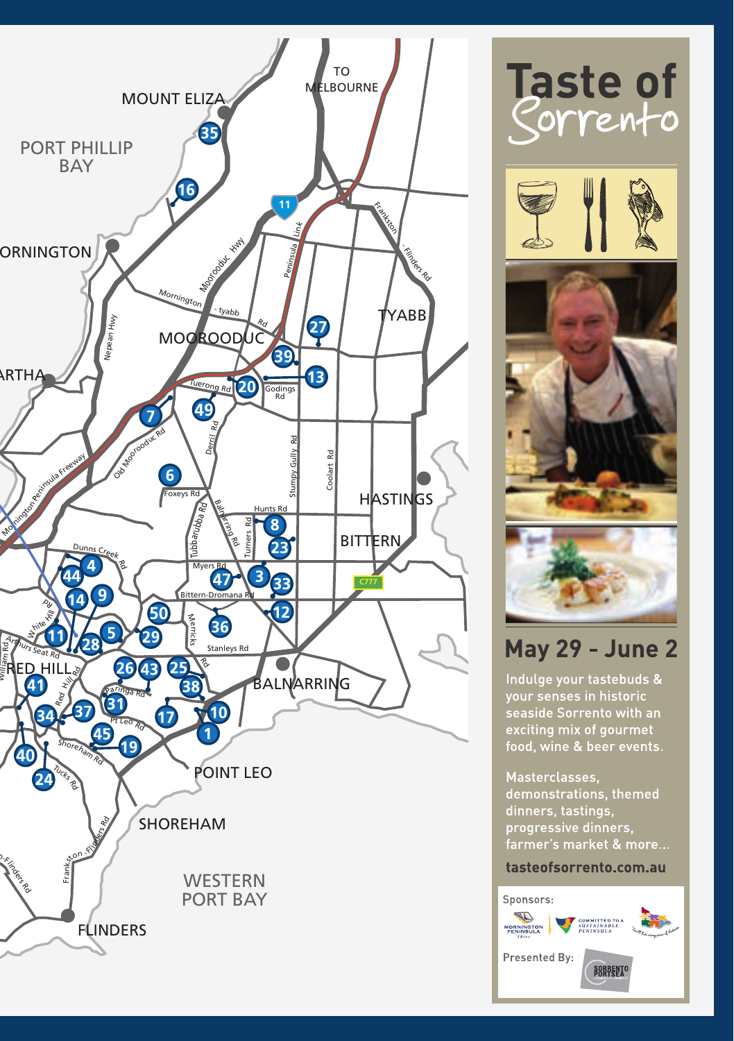# Taste of Sorrento

## May 29 - June 2

Indulge your tastebuds & your senses in historic seaside Sorrento with an exciting mix of gourmet food, wine & beer events.

Masterclasses, demonstrations, themed dinners, tastings, progressive dinners, farmer's market & more...

**tasteofsorrento.com.au**

Sponsors:

Presented By: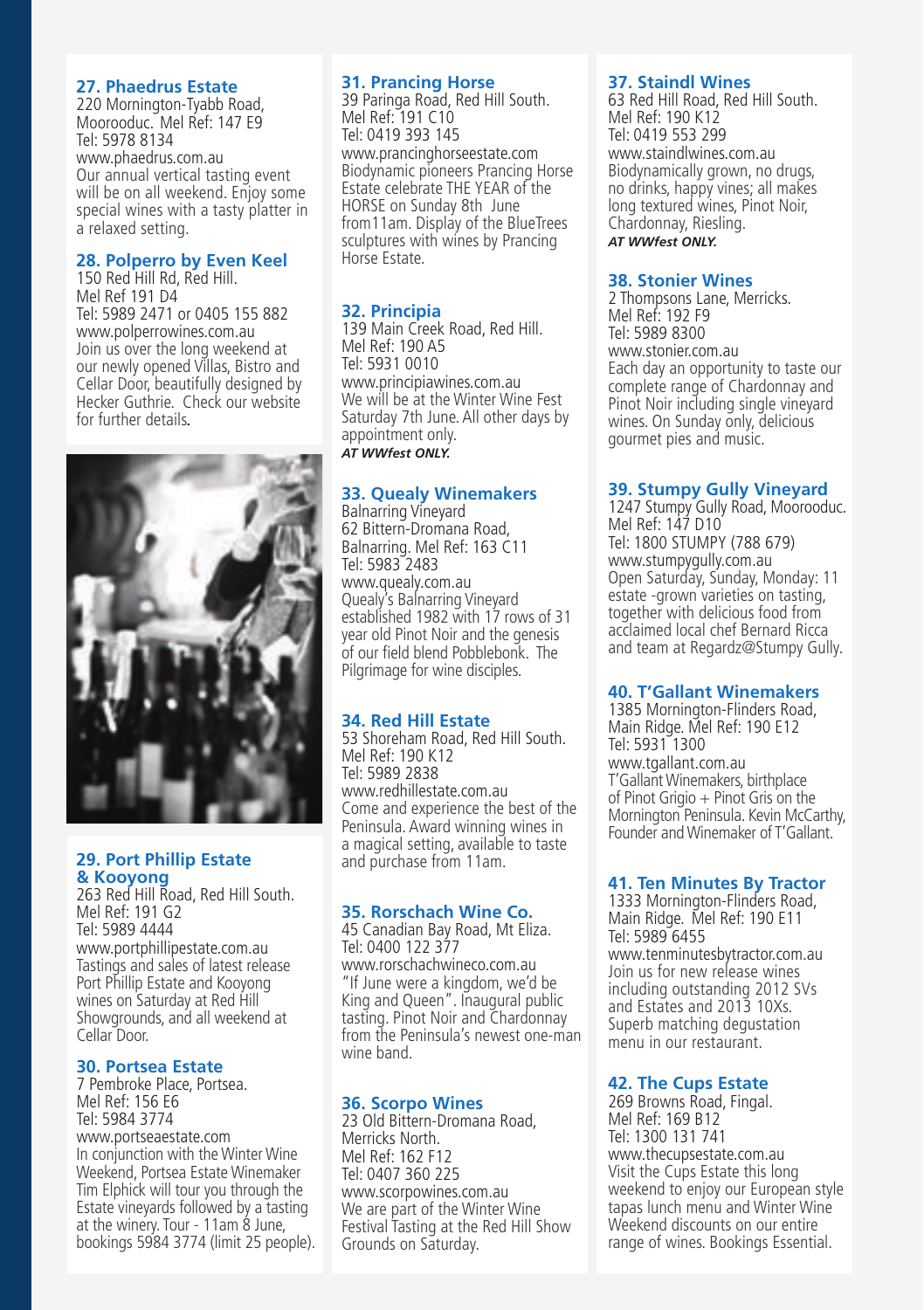### 27. Phaedrus Estate

220 Mornington-Tyabb Road, Moorooduc. Mel Ref: 147 E9
Tel: 5978 8134
www.phaedrus.com.au
Our annual vertical tasting event will be on all weekend. Enjoy some special wines with a tasty platter in a relaxed setting.

### 28. Polperro by Even Keel

150 Red Hill Rd, Red Hill.
Mel Ref 191 D4
Tel: 5989 2471 or 0405 155 882
www.polperrowines.com.au
Join us over the long weekend at our newly opened Villas, Bistro and Cellar Door, beautifully designed by Hecker Guthrie. Check our website for further details.

### 29. Port Phillip Estate & Kooyong

263 Red Hill Road, Red Hill South.
Mel Ref: 191 G2
Tel: 5989 4444
www.portphillipestate.com.au
Tastings and sales of latest release Port Phillip Estate and Kooyong wines on Saturday at Red Hill Showgrounds, and all weekend at Cellar Door.

### 30. Portsea Estate

7 Pembroke Place, Portsea.
Mel Ref: 156 E6
Tel: 5984 3774
www.portseaestate.com
In conjunction with the Winter Wine Weekend, Portsea Estate Winemaker Tim Elphick will tour you through the Estate vineyards followed by a tasting at the winery. Tour - 11am 8 June, bookings 5984 3774 (limit 25 people).

### 31. Prancing Horse

39 Paringa Road, Red Hill South.
Mel Ref: 191 C10
Tel: 0419 393 145
www.prancinghorseestate.com
Biodynamic pioneers Prancing Horse Estate celebrate THE YEAR of the HORSE on Sunday 8th June from11am. Display of the BlueTrees sculptures with wines by Prancing Horse Estate.

### 32. Principia

139 Main Creek Road, Red Hill.
Mel Ref: 190 A5
Tel: 5931 0010
www.principiawines.com.au
We will be at the Winter Wine Fest Saturday 7th June. All other days by appointment only.
***AT WWfest ONLY.***

### 33. Quealy Winemakers

Balnarring Vineyard
62 Bittern-Dromana Road, Balnarring. Mel Ref: 163 C11
Tel: 5983 2483
www.quealy.com.au
Quealy's Balnarring Vineyard established 1982 with 17 rows of 31 year old Pinot Noir and the genesis of our field blend Pobblebonk. The Pilgrimage for wine disciples.

### 34. Red Hill Estate

53 Shoreham Road, Red Hill South.
Mel Ref: 190 K12
Tel: 5989 2838
www.redhillestate.com.au
Come and experience the best of the Peninsula. Award winning wines in a magical setting, available to taste and purchase from 11am.

### 35. Rorschach Wine Co.

45 Canadian Bay Road, Mt Eliza.
Tel: 0400 122 377
www.rorschachwineco.com.au
"If June were a kingdom, we'd be King and Queen". Inaugural public tasting. Pinot Noir and Chardonnay from the Peninsula's newest one-man wine band.

### 36. Scorpo Wines

23 Old Bittern-Dromana Road, Merricks North.
Mel Ref: 162 F12
Tel: 0407 360 225
www.scorpowines.com.au
We are part of the Winter Wine Festival Tasting at the Red Hill Show Grounds on Saturday.

### 37. Staindl Wines

63 Red Hill Road, Red Hill South.
Mel Ref: 190 K12
Tel: 0419 553 299
www.staindlwines.com.au
Biodynamically grown, no drugs, no drinks, happy vines; all makes long textured wines, Pinot Noir, Chardonnay, Riesling.
***AT WWfest ONLY.***

### 38. Stonier Wines

2 Thompsons Lane, Merricks.
Mel Ref: 192 F9
Tel: 5989 8300
www.stonier.com.au
Each day an opportunity to taste our complete range of Chardonnay and Pinot Noir including single vineyard wines. On Sunday only, delicious gourmet pies and music.

### 39. Stumpy Gully Vineyard

1247 Stumpy Gully Road, Moorooduc.
Mel Ref: 147 D10
Tel: 1800 STUMPY (788 679)
www.stumpygully.com.au
Open Saturday, Sunday, Monday: 11 estate -grown varieties on tasting, together with delicious food from acclaimed local chef Bernard Ricca and team at Regardz@Stumpy Gully.

### 40. T'Gallant Winemakers

1385 Mornington-Flinders Road, Main Ridge. Mel Ref: 190 E12
Tel: 5931 1300
www.tgallant.com.au
T'Gallant Winemakers, birthplace of Pinot Grigio + Pinot Gris on the Mornington Peninsula. Kevin McCarthy, Founder and Winemaker of T'Gallant.

### 41. Ten Minutes By Tractor

1333 Mornington-Flinders Road, Main Ridge. Mel Ref: 190 E11
Tel: 5989 6455
www.tenminutesbytractor.com.au
Join us for new release wines including outstanding 2012 SVs and Estates and 2013 10Xs. Superb matching degustation menu in our restaurant.

### 42. The Cups Estate

269 Browns Road, Fingal.
Mel Ref: 169 B12
Tel: 1300 131 741
www.thecupsestate.com.au
Visit the Cups Estate this long weekend to enjoy our European style tapas lunch menu and Winter Wine Weekend discounts on our entire range of wines. Bookings Essential.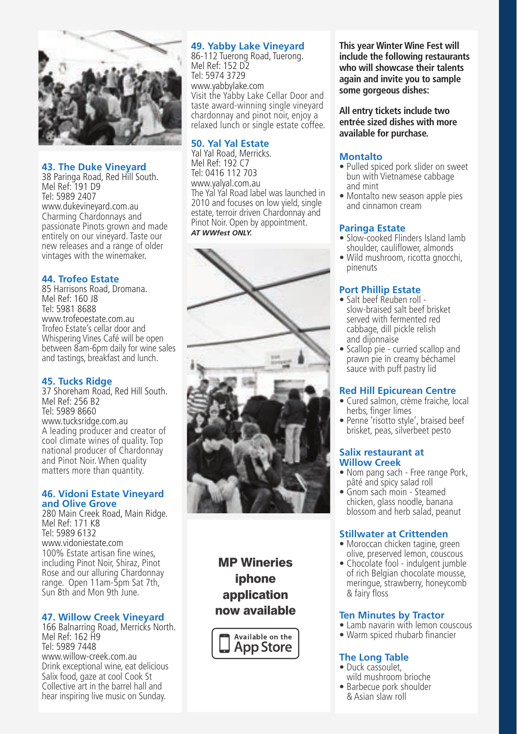### 43. The Duke Vineyard

38 Paringa Road, Red Hill South.
Mel Ref: 191 D9
Tel: 5989 2407
www.dukevineyard.com.au
Charming Chardonnays and passionate Pinots grown and made entirely on our vineyard. Taste our new releases and a range of older vintages with the winemaker.

### 44. Trofeo Estate

85 Harrisons Road, Dromana.
Mel Ref: 160 J8
Tel: 5981 8688
www.trofeoestate.com.au
Trofeo Estate's cellar door and Whispering Vines Café will be open between 8am-6pm daily for wine sales and tastings, breakfast and lunch.

### 45. Tucks Ridge

37 Shoreham Road, Red Hill South.
Mel Ref: 256 B2
Tel: 5989 8660
www.tucksridge.com.au
A leading producer and creator of cool climate wines of quality. Top national producer of Chardonnay and Pinot Noir. When quality matters more than quantity.

### 46. Vidoni Estate Vineyard and Olive Grove

280 Main Creek Road, Main Ridge.
Mel Ref: 171 K8
Tel: 5989 6132
www.vidoniestate.com
100% Estate artisan fine wines, including Pinot Noir, Shiraz, Pinot Rose and our alluring Chardonnay range. Open 11am-5pm Sat 7th, Sun 8th and Mon 9th June.

### 47. Willow Creek Vineyard

166 Balnarring Road, Merricks North.
Mel Ref: 162 H9
Tel: 5989 7448
www.willow-creek.com.au
Drink exceptional wine, eat delicious Salix food, gaze at cool Cook St Collective art in the barrel hall and hear inspiring live music on Sunday.

### 49. Yabby Lake Vineyard

86-112 Tuerong Road, Tuerong.
Mel Ref: 152 D2
Tel: 5974 3729
www.yabbylake.com
Visit the Yabby Lake Cellar Door and taste award-winning single vineyard chardonnay and pinot noir, enjoy a relaxed lunch or single estate coffee.

### 50. Yal Yal Estate

Yal Yal Road, Merricks.
Mel Ref: 192 C7
Tel: 0416 112 703
www.yalyal.com.au
The Yal Yal Road label was launched in 2010 and focuses on low yield, single estate, terroir driven Chardonnay and Pinot Noir. Open by appointment.
***AT WWfest ONLY.***

**MP Wineries iphone application now available**

Available on the App Store

**This year Winter Wine Fest will include the following restaurants who will showcase their talents again and invite you to sample some gorgeous dishes:**

**All entry tickets include two entrée sized dishes with more available for purchase.**

### Montalto

- Pulled spiced pork slider on sweet bun with Vietnamese cabbage and mint
- Montalto new season apple pies and cinnamon cream

### Paringa Estate

- Slow-cooked Flinders Island lamb shoulder, cauliflower, almonds
- Wild mushroom, ricotta gnocchi, pinenuts

### Port Phillip Estate

- Salt beef Reuben roll - slow-braised salt beef brisket served with fermented red cabbage, dill pickle relish and dijonnaise
- Scallop pie - curried scallop and prawn pie in creamy béchamel sauce with puff pastry lid

### Red Hill Epicurean Centre

- Cured salmon, crème fraiche, local herbs, finger limes
- Penne 'risotto style', braised beef brisket, peas, silverbeet pesto

### Salix restaurant at Willow Creek

- Nom pang sach - Free range Pork, pâté and spicy salad roll
- Gnom sach moin - Steamed chicken, glass noodle, banana blossom and herb salad, peanut

### Stillwater at Crittenden

- Moroccan chicken tagine, green olive, preserved lemon, couscous
- Chocolate fool - indulgent jumble of rich Belgian chocolate mousse, meringue, strawberry, honeycomb & fairy floss

### Ten Minutes by Tractor

- Lamb navarin with lemon couscous
- Warm spiced rhubarb financier

### The Long Table

- Duck cassoulet, wild mushroom brioche
- Barbecue pork shoulder & Asian slaw roll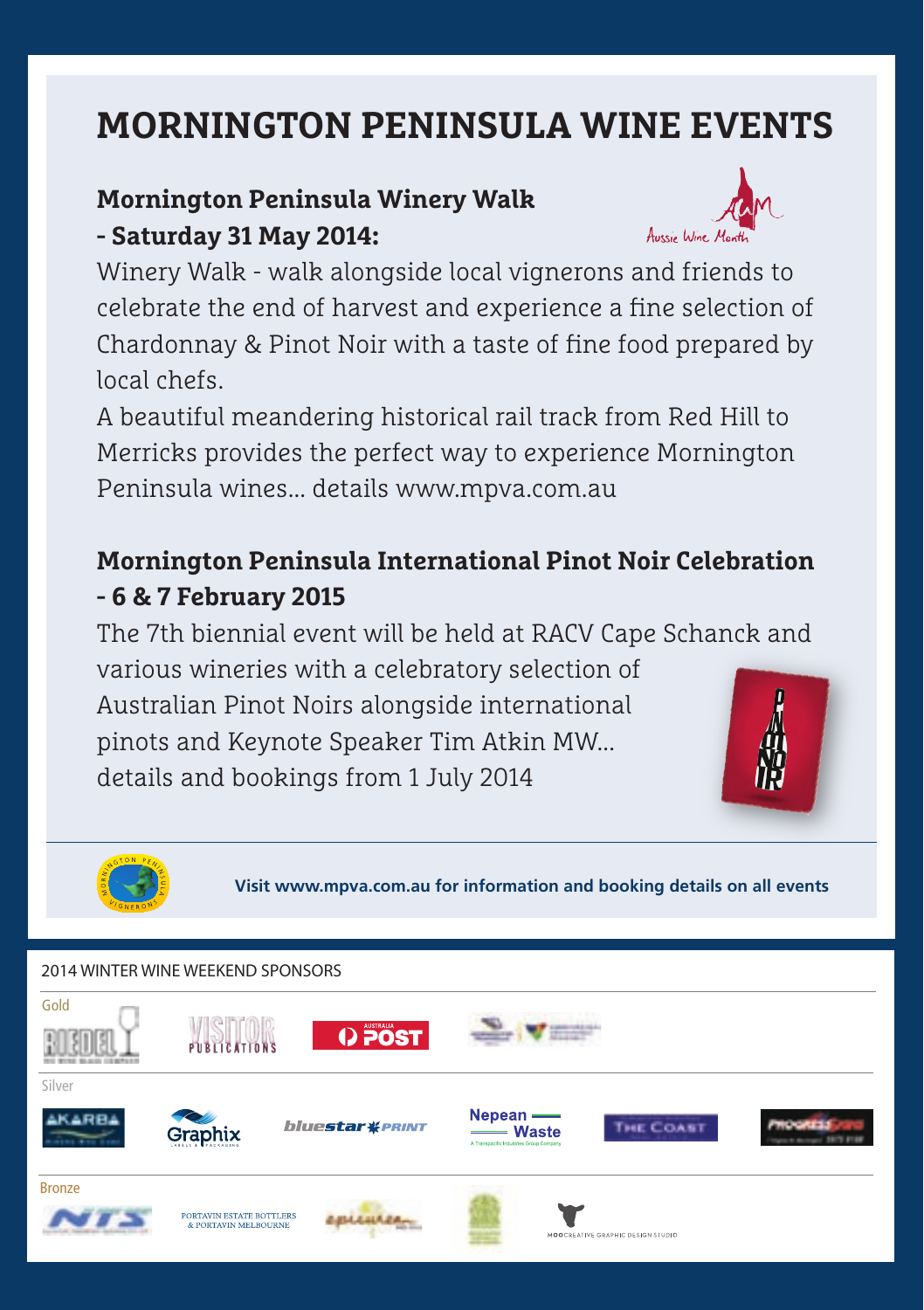# MORNINGTON PENINSULA WINE EVENTS

## Mornington Peninsula Winery Walk - Saturday 31 May 2014:

Aussie Wine Month

Winery Walk - walk alongside local vignerons and friends to celebrate the end of harvest and experience a fine selection of Chardonnay & Pinot Noir with a taste of fine food prepared by local chefs.

A beautiful meandering historical rail track from Red Hill to Merricks provides the perfect way to experience Mornington Peninsula wines... details www.mpva.com.au

## Mornington Peninsula International Pinot Noir Celebration - 6 & 7 February 2015

The 7th biennial event will be held at RACV Cape Schanck and various wineries with a celebratory selection of Australian Pinot Noirs alongside international pinots and Keynote Speaker Tim Atkin MW... details and bookings from 1 July 2014

**Visit www.mpva.com.au for information and booking details on all events**

2014 WINTER WINE WEEKEND SPONSORS

Gold

RIEDEL — VISITOR PUBLICATIONS — AUSTRALIA POST

Silver

AKARBA — Graphix — bluestar PRINT — Nepean Waste — THE COAST — PROGRESS

Bronze

NTS — PORTAVIN ESTATE BOTTLERS & PORTAVIN MELBOURNE — epicurean — MOO CREATIVE GRAPHIC DESIGN STUDIO